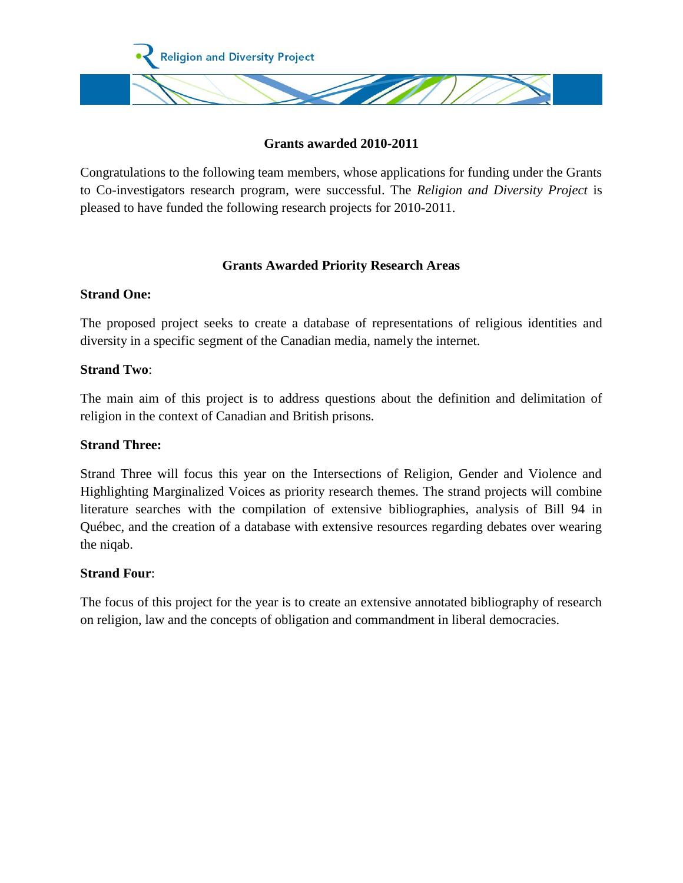Religion and Diversity Project

## Grants awarded 2010-2011

Congratulations to the following team members, whose applications for funding under the Grants to Co-investigators research program, were successful. The *Religion and Diversity Project* is pleased to have funded the following research projects for 2010-2011.

### Grants Awarded Priority Research Areas

**Strand One:**

The proposed project seeks to create a database of representations of religious identities and diversity in a specific segment of the Canadian media, namely the internet.

**Strand Two**:

The main aim of this project is to address questions about the definition and delimitation of religion in the context of Canadian and British prisons.

**Strand Three:**

Strand Three will focus this year on the Intersections of Religion, Gender and Violence and Highlighting Marginalized Voices as priority research themes. The strand projects will combine literature searches with the compilation of extensive bibliographies, analysis of Bill 94 in Québec, and the creation of a database with extensive resources regarding debates over wearing the niqab.

**Strand Four**:

The focus of this project for the year is to create an extensive annotated bibliography of research on religion, law and the concepts of obligation and commandment in liberal democracies.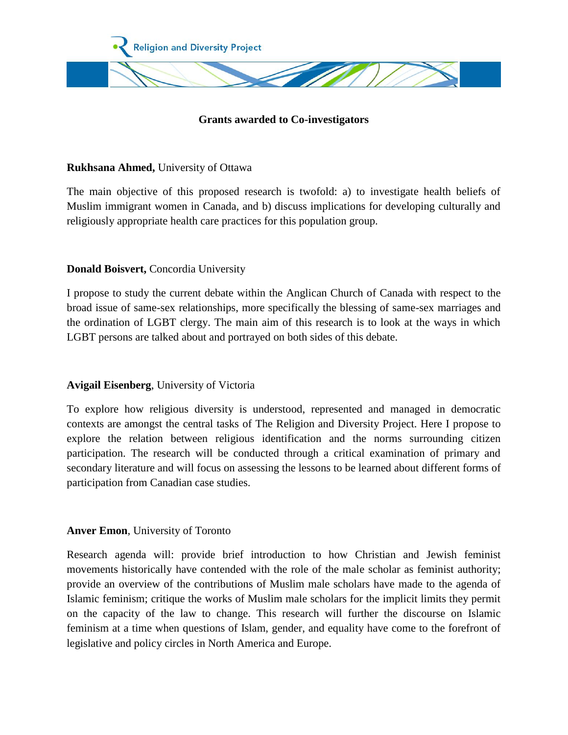**Grants awarded to Co-investigators**

**Rukhsana Ahmed,** University of Ottawa

The main objective of this proposed research is twofold: a) to investigate health beliefs of Muslim immigrant women in Canada, and b) discuss implications for developing culturally and religiously appropriate health care practices for this population group.

**Donald Boisvert,** Concordia University

I propose to study the current debate within the Anglican Church of Canada with respect to the broad issue of same-sex relationships, more specifically the blessing of same-sex marriages and the ordination of LGBT clergy. The main aim of this research is to look at the ways in which LGBT persons are talked about and portrayed on both sides of this debate.

**Avigail Eisenberg**, University of Victoria

To explore how religious diversity is understood, represented and managed in democratic contexts are amongst the central tasks of The Religion and Diversity Project. Here I propose to explore the relation between religious identification and the norms surrounding citizen participation. The research will be conducted through a critical examination of primary and secondary literature and will focus on assessing the lessons to be learned about different forms of participation from Canadian case studies.

**Anver Emon**, University of Toronto

Research agenda will: provide brief introduction to how Christian and Jewish feminist movements historically have contended with the role of the male scholar as feminist authority; provide an overview of the contributions of Muslim male scholars have made to the agenda of Islamic feminism; critique the works of Muslim male scholars for the implicit limits they permit on the capacity of the law to change. This research will further the discourse on Islamic feminism at a time when questions of Islam, gender, and equality have come to the forefront of legislative and policy circles in North America and Europe.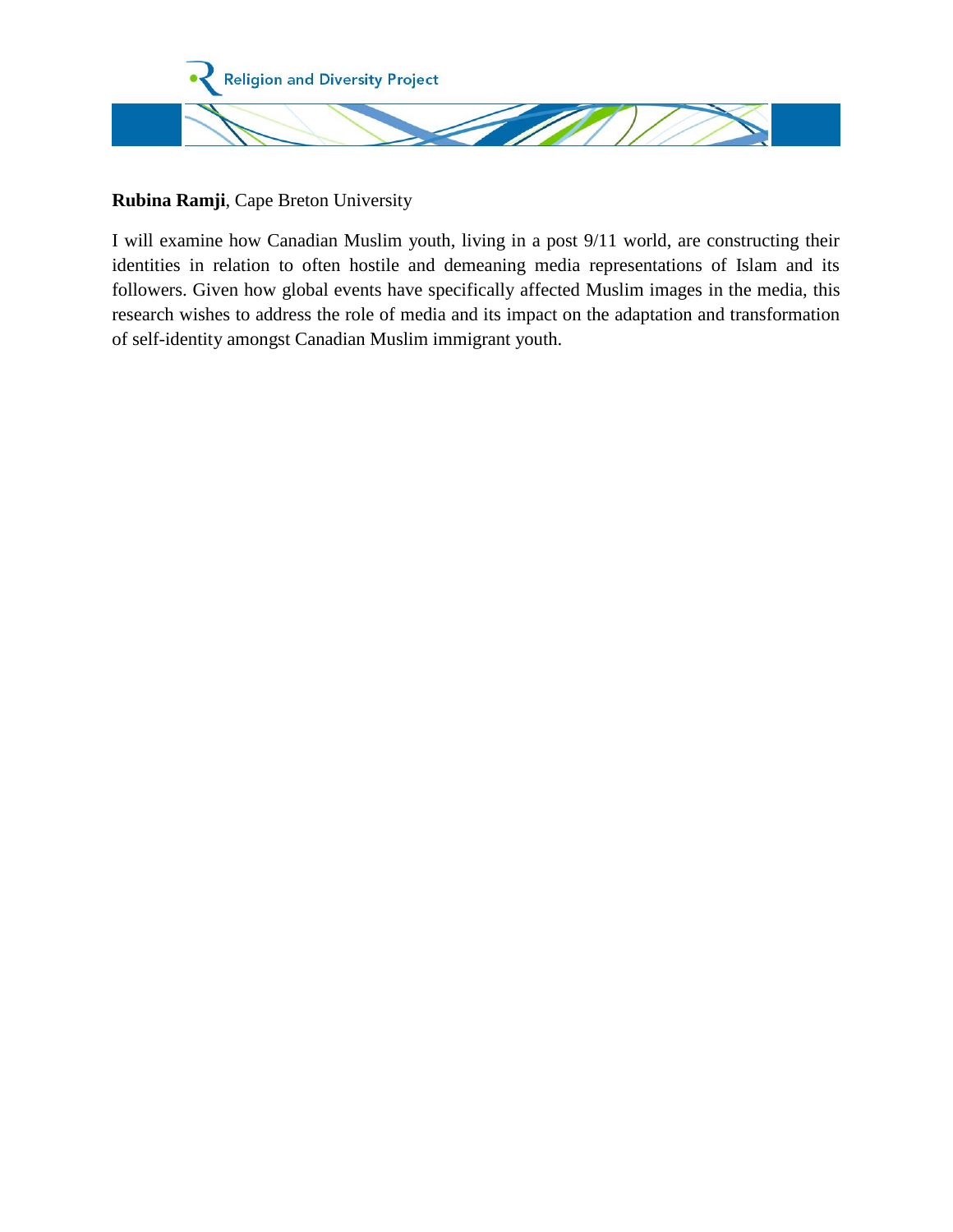**Rubina Ramji**, Cape Breton University

I will examine how Canadian Muslim youth, living in a post 9/11 world, are constructing their identities in relation to often hostile and demeaning media representations of Islam and its followers. Given how global events have specifically affected Muslim images in the media, this research wishes to address the role of media and its impact on the adaptation and transformation of self-identity amongst Canadian Muslim immigrant youth.